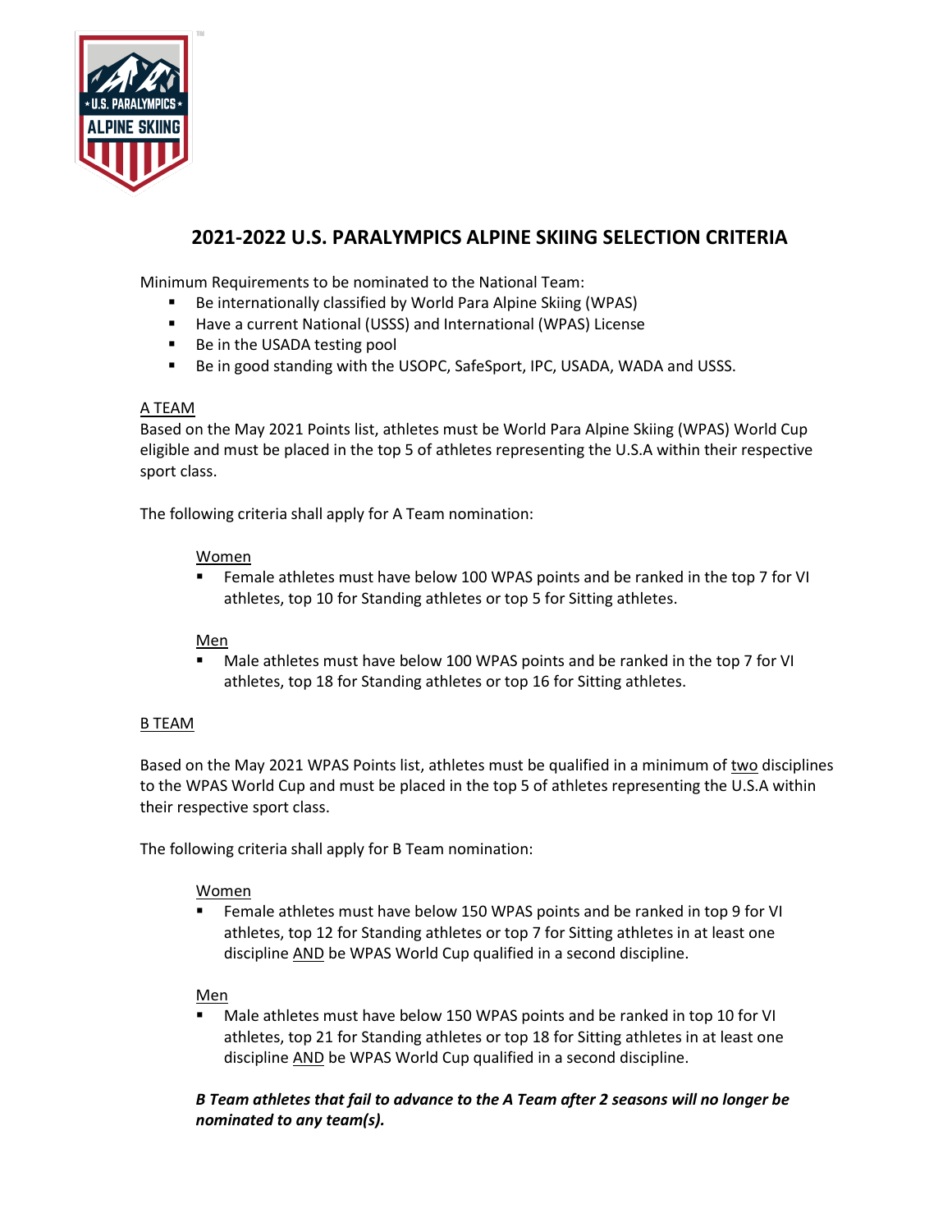# 2021-2022 U.S. PARALYMPICS ALPINE SKIING SELECTION CRITERIA

Minimum Requirements to be nominated to the National Team:

- Be internationally classified by World Para Alpine Skiing (WPAS)
- Have a current National (USSS) and International (WPAS) License
- Be in the USADA testing pool
- Be in good standing with the USOPC, SafeSport, IPC, USADA, WADA and USSS.

## A TEAM

Based on the May 2021 Points list, athletes must be World Para Alpine Skiing (WPAS) World Cup eligible and must be placed in the top 5 of athletes representing the U.S.A within their respective sport class.

The following criteria shall apply for A Team nomination:

### Women

- Female athletes must have below 100 WPAS points and be ranked in the top 7 for VI athletes, top 10 for Standing athletes or top 5 for Sitting athletes.

### Men

- Male athletes must have below 100 WPAS points and be ranked in the top 7 for VI athletes, top 18 for Standing athletes or top 16 for Sitting athletes.

## B TEAM

Based on the May 2021 WPAS Points list, athletes must be qualified in a minimum of two disciplines to the WPAS World Cup and must be placed in the top 5 of athletes representing the U.S.A within their respective sport class.

The following criteria shall apply for B Team nomination:

### Women

- Female athletes must have below 150 WPAS points and be ranked in top 9 for VI athletes, top 12 for Standing athletes or top 7 for Sitting athletes in at least one discipline AND be WPAS World Cup qualified in a second discipline.

### Men

- Male athletes must have below 150 WPAS points and be ranked in top 10 for VI athletes, top 21 for Standing athletes or top 18 for Sitting athletes in at least one discipline AND be WPAS World Cup qualified in a second discipline.

***B Team athletes that fail to advance to the A Team after 2 seasons will no longer be nominated to any team(s).***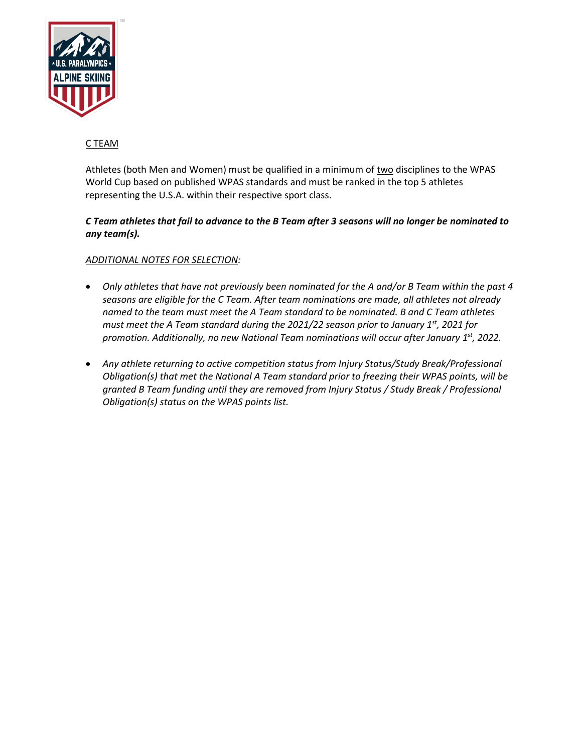C TEAM

Athletes (both Men and Women) must be qualified in a minimum of two disciplines to the WPAS World Cup based on published WPAS standards and must be ranked in the top 5 athletes representing the U.S.A. within their respective sport class.

***C Team athletes that fail to advance to the B Team after 3 seasons will no longer be nominated to any team(s).***

*ADDITIONAL NOTES FOR SELECTION:*

- *Only athletes that have not previously been nominated for the A and/or B Team within the past 4 seasons are eligible for the C Team. After team nominations are made, all athletes not already named to the team must meet the A Team standard to be nominated. B and C Team athletes must meet the A Team standard during the 2021/22 season prior to January 1st, 2021 for promotion. Additionally, no new National Team nominations will occur after January 1st, 2022.*

- *Any athlete returning to active competition status from Injury Status/Study Break/Professional Obligation(s) that met the National A Team standard prior to freezing their WPAS points, will be granted B Team funding until they are removed from Injury Status / Study Break / Professional Obligation(s) status on the WPAS points list.*